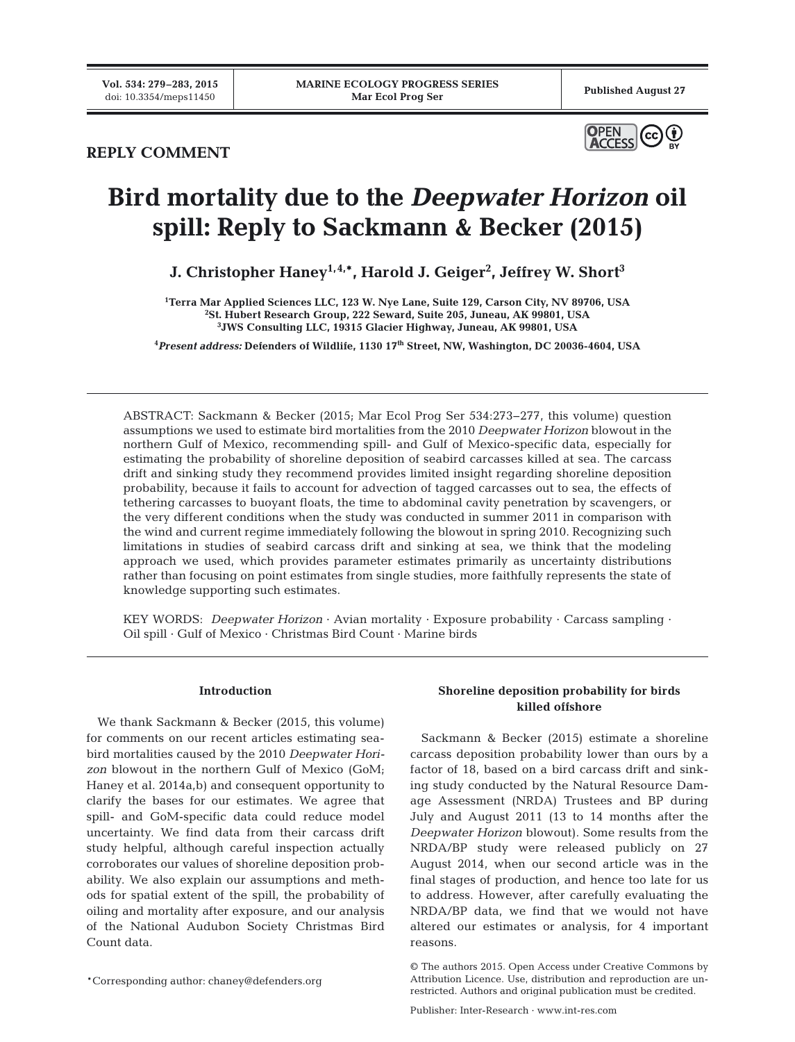REPLY COMMENT

# Bird mortality due to the *Deepwater Horizon* oil spill: Reply to Sackmann & Becker (2015)

**J. Christopher Haney[1,4,*], Harold J. Geiger[2], Jeffrey W. Short[3]**

[1]Terra Mar Applied Sciences LLC, 123 W. Nye Lane, Suite 129, Carson City, NV 89706, USA
[2]St. Hubert Research Group, 222 Seward, Suite 205, Juneau, AK 99801, USA
[3]JWS Consulting LLC, 19315 Glacier Highway, Juneau, AK 99801, USA

[4]*Present address:* Defenders of Wildlife, 1130 17[th] Street, NW, Washington, DC 20036-4604, USA

ABSTRACT: Sackmann & Becker (2015; Mar Ecol Prog Ser 534:273–277, this volume) question assumptions we used to estimate bird mortalities from the 2010 *Deepwater Horizon* blowout in the northern Gulf of Mexico, recommending spill- and Gulf of Mexico-specific data, especially for estimating the probability of shoreline deposition of seabird carcasses killed at sea. The carcass drift and sinking study they recommend provides limited insight regarding shoreline deposition probability, because it fails to account for advection of tagged carcasses out to sea, the effects of tethering carcasses to buoyant floats, the time to abdominal cavity penetration by scavengers, or the very different conditions when the study was conducted in summer 2011 in comparison with the wind and current regime immediately following the blowout in spring 2010. Recognizing such limitations in studies of seabird carcass drift and sinking at sea, we think that the modeling approach we used, which provides parameter estimates primarily as uncertainty distributions rather than focusing on point estimates from single studies, more faithfully represents the state of knowledge supporting such estimates.

KEY WORDS: *Deepwater Horizon* · Avian mortality · Exposure probability · Carcass sampling · Oil spill · Gulf of Mexico · Christmas Bird Count · Marine birds

## Introduction

We thank Sackmann & Becker (2015, this volume) for comments on our recent articles estimating seabird mortalities caused by the 2010 *Deepwater Horizon* blowout in the northern Gulf of Mexico (GoM; Haney et al. 2014a,b) and consequent opportunity to clarify the bases for our estimates. We agree that spill- and GoM-specific data could reduce model uncertainty. We find data from their carcass drift study helpful, although careful inspection actually corroborates our values of shoreline deposition probability. We also explain our assumptions and methods for spatial extent of the spill, the probability of oiling and mortality after exposure, and our analysis of the National Audubon Society Christmas Bird Count data.

*Corresponding author: chaney@defenders.org

## Shoreline deposition probability for birds killed offshore

Sackmann & Becker (2015) estimate a shoreline carcass deposition probability lower than ours by a factor of 18, based on a bird carcass drift and sinking study conducted by the Natural Resource Damage Assessment (NRDA) Trustees and BP during July and August 2011 (13 to 14 months after the *Deepwater Horizon* blowout). Some results from the NRDA/BP study were released publicly on 27 August 2014, when our second article was in the final stages of production, and hence too late for us to address. However, after carefully evaluating the NRDA/BP data, we find that we would not have altered our estimates or analysis, for 4 important reasons.

© The authors 2015. Open Access under Creative Commons by Attribution Licence. Use, distribution and reproduction are unrestricted. Authors and original publication must be credited.

Publisher: Inter-Research · www.int-res.com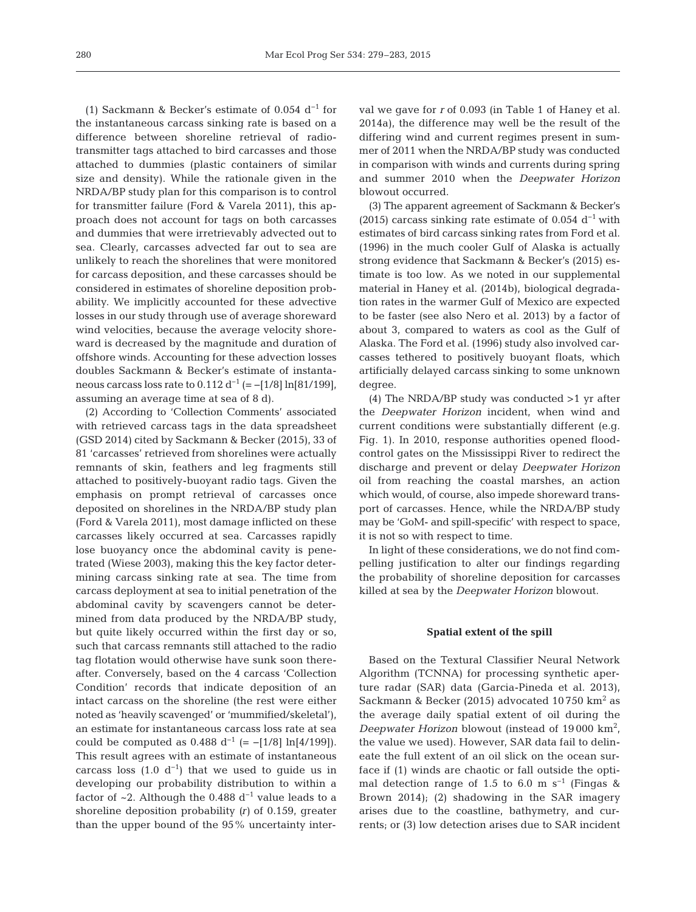(1) Sackmann & Becker's estimate of 0.054 $d^{-1}$ for the instantaneous carcass sinking rate is based on a difference between shoreline retrieval of radiotransmitter tags attached to bird carcasses and those attached to dummies (plastic containers of similar size and density). While the rationale given in the NRDA/BP study plan for this comparison is to control for transmitter failure (Ford & Varela 2011), this approach does not account for tags on both carcasses and dummies that were irretrievably advected out to sea. Clearly, carcasses advected far out to sea are unlikely to reach the shorelines that were monitored for carcass deposition, and these carcasses should be considered in estimates of shoreline deposition probability. We implicitly accounted for these advective losses in our study through use of average shoreward wind velocities, because the average velocity shoreward is decreased by the magnitude and duration of offshore winds. Accounting for these advection losses doubles Sackmann & Becker's estimate of instantaneous carcass loss rate to 0.112 $d^{-1}$ (= $-[1/8]\ln[81/199]$, assuming an average time at sea of 8 d).

(2) According to 'Collection Comments' associated with retrieved carcass tags in the data spreadsheet (GSD 2014) cited by Sackmann & Becker (2015), 33 of 81 'carcasses' retrieved from shorelines were actually remnants of skin, feathers and leg fragments still attached to positively-buoyant radio tags. Given the emphasis on prompt retrieval of carcasses once deposited on shorelines in the NRDA/BP study plan (Ford & Varela 2011), most damage inflicted on these carcasses likely occurred at sea. Carcasses rapidly lose buoyancy once the abdominal cavity is penetrated (Wiese 2003), making this the key factor determining carcass sinking rate at sea. The time from carcass deployment at sea to initial penetration of the abdominal cavity by scavengers cannot be determined from data produced by the NRDA/BP study, but quite likely occurred within the first day or so, such that carcass remnants still attached to the radio tag flotation would otherwise have sunk soon thereafter. Conversely, based on the 4 carcass 'Collection Condition' records that indicate deposition of an intact carcass on the shoreline (the rest were either noted as 'heavily scavenged' or 'mummified/skeletal'), an estimate for instantaneous carcass loss rate at sea could be computed as 0.488 $d^{-1}$ (= $-[1/8]\ln[4/199]$). This result agrees with an estimate of instantaneous carcass loss (1.0 $d^{-1}$) that we used to guide us in developing our probability distribution to within a factor of ~2. Although the 0.488 $d^{-1}$ value leads to a shoreline deposition probability ($r$) of 0.159, greater than the upper bound of the 95% uncertainty interval we gave for $r$ of 0.093 (in Table 1 of Haney et al. 2014a), the difference may well be the result of the differing wind and current regimes present in summer of 2011 when the NRDA/BP study was conducted in comparison with winds and currents during spring and summer 2010 when the *Deepwater Horizon* blowout occurred.

(3) The apparent agreement of Sackmann & Becker's (2015) carcass sinking rate estimate of 0.054 $d^{-1}$ with estimates of bird carcass sinking rates from Ford et al. (1996) in the much cooler Gulf of Alaska is actually strong evidence that Sackmann & Becker's (2015) estimate is too low. As we noted in our supplemental material in Haney et al. (2014b), biological degradation rates in the warmer Gulf of Mexico are expected to be faster (see also Nero et al. 2013) by a factor of about 3, compared to waters as cool as the Gulf of Alaska. The Ford et al. (1996) study also involved carcasses tethered to positively buoyant floats, which artificially delayed carcass sinking to some unknown degree.

(4) The NRDA/BP study was conducted >1 yr after the *Deepwater Horizon* incident, when wind and current conditions were substantially different (e.g. Fig. 1). In 2010, response authorities opened flood-control gates on the Mississippi River to redirect the discharge and prevent or delay *Deepwater Horizon* oil from reaching the coastal marshes, an action which would, of course, also impede shoreward transport of carcasses. Hence, while the NRDA/BP study may be 'GoM- and spill-specific' with respect to space, it is not so with respect to time.

In light of these considerations, we do not find compelling justification to alter our findings regarding the probability of shoreline deposition for carcasses killed at sea by the *Deepwater Horizon* blowout.

### Spatial extent of the spill

Based on the Textural Classifier Neural Network Algorithm (TCNNA) for processing synthetic aperture radar (SAR) data (Garcia-Pineda et al. 2013), Sackmann & Becker (2015) advocated 10 750 $km^2$ as the average daily spatial extent of oil during the *Deepwater Horizon* blowout (instead of 19 000 $km^2$, the value we used). However, SAR data fail to delineate the full extent of an oil slick on the ocean surface if (1) winds are chaotic or fall outside the optimal detection range of 1.5 to 6.0 m $s^{-1}$ (Fingas & Brown 2014); (2) shadowing in the SAR imagery arises due to the coastline, bathymetry, and currents; or (3) low detection arises due to SAR incident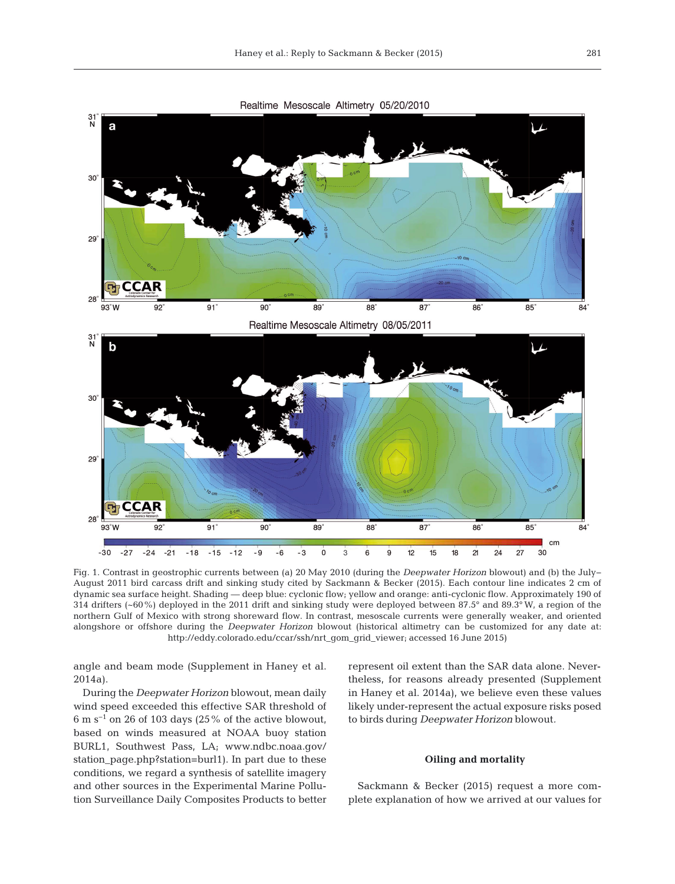Fig. 1. Contrast in geostrophic currents between (a) 20 May 2010 (during the *Deepwater Horizon* blowout) and (b) the July–August 2011 bird carcass drift and sinking study cited by Sackmann & Becker (2015). Each contour line indicates 2 cm of dynamic sea surface height. Shading — deep blue: cyclonic flow; yellow and orange: anti-cyclonic flow. Approximately 190 of 314 drifters (~60%) deployed in the 2011 drift and sinking study were deployed between 87.5° and 89.3° W, a region of the northern Gulf of Mexico with strong shoreward flow. In contrast, mesoscale currents were generally weaker, and oriented alongshore or offshore during the *Deepwater Horizon* blowout (historical altimetry can be customized for any date at: http://eddy.colorado.edu/ccar/ssh/nrt_gom_grid_viewer; accessed 16 June 2015)

angle and beam mode (Supplement in Haney et al. 2014a).

During the *Deepwater Horizon* blowout, mean daily wind speed exceeded this effective SAR threshold of 6 m $s^{-1}$ on 26 of 103 days (25% of the active blowout, based on winds measured at NOAA buoy station BURL1, Southwest Pass, LA; www.ndbc.noaa.gov/station_page.php?station=burl1). In part due to these conditions, we regard a synthesis of satellite imagery and other sources in the Experimental Marine Pollution Surveillance Daily Composites Products to better represent oil extent than the SAR data alone. Nevertheless, for reasons already presented (Supplement in Haney et al. 2014a), we believe even these values likely under-represent the actual exposure risks posed to birds during *Deepwater Horizon* blowout.

## Oiling and mortality

Sackmann & Becker (2015) request a more complete explanation of how we arrived at our values for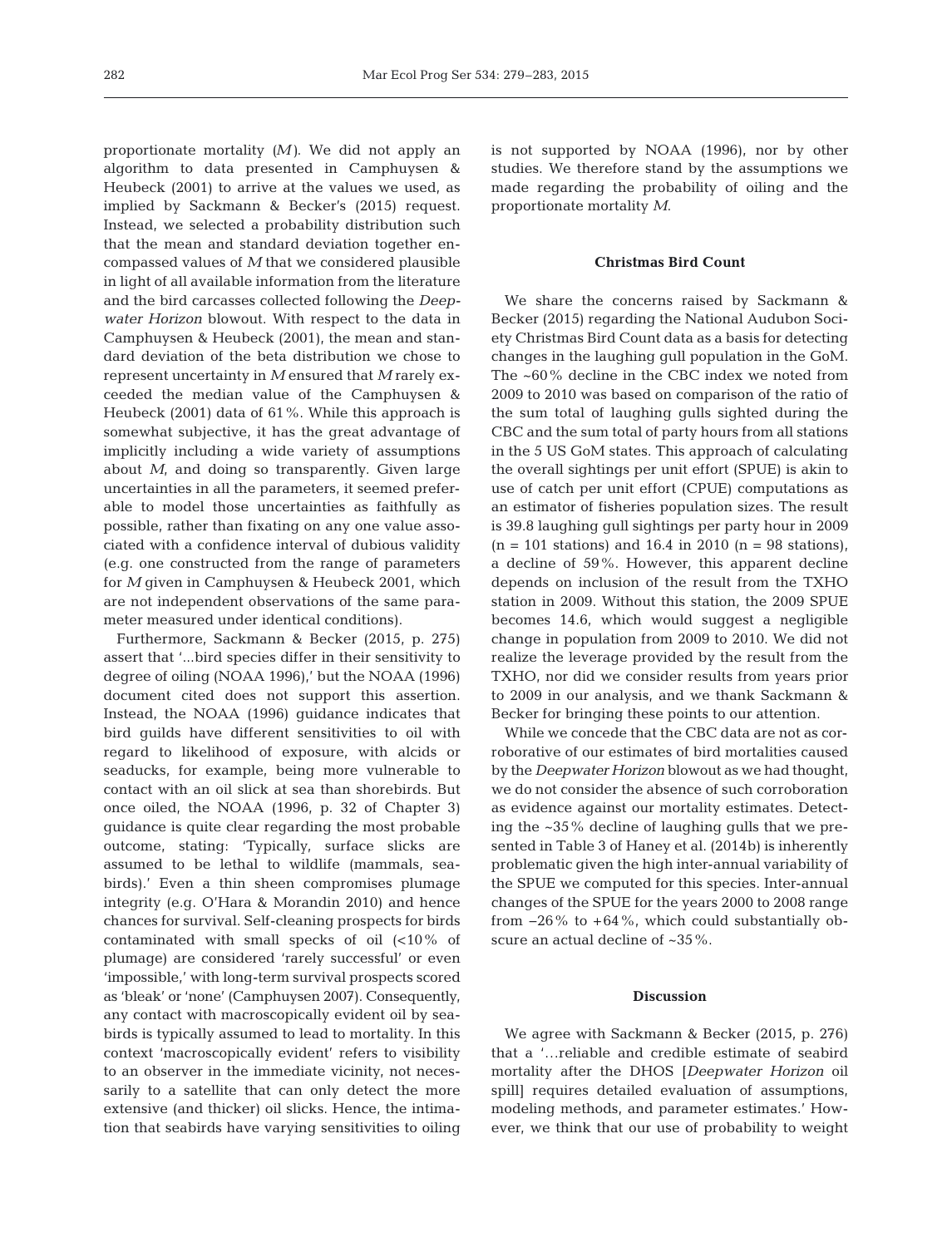proportionate mortality ($M$). We did not apply an algorithm to data presented in Camphuysen & Heubeck (2001) to arrive at the values we used, as implied by Sackmann & Becker's (2015) request. Instead, we selected a probability distribution such that the mean and standard deviation together encompassed values of $M$ that we considered plausible in light of all available information from the literature and the bird carcasses collected following the *Deepwater Horizon* blowout. With respect to the data in Camphuysen & Heubeck (2001), the mean and standard deviation of the beta distribution we chose to represent uncertainty in $M$ ensured that $M$ rarely exceeded the median value of the Camphuysen & Heubeck (2001) data of 61%. While this approach is somewhat subjective, it has the great advantage of implicitly including a wide variety of assumptions about $M$, and doing so transparently. Given large uncertainties in all the parameters, it seemed preferable to model those uncertainties as faithfully as possible, rather than fixating on any one value associated with a confidence interval of dubious validity (e.g. one constructed from the range of parameters for $M$ given in Camphuysen & Heubeck 2001, which are not independent observations of the same parameter measured under identical conditions).

Furthermore, Sackmann & Becker (2015, p. 275) assert that '...bird species differ in their sensitivity to degree of oiling (NOAA 1996),' but the NOAA (1996) document cited does not support this assertion. Instead, the NOAA (1996) guidance indicates that bird guilds have different sensitivities to oil with regard to likelihood of exposure, with alcids or seaducks, for example, being more vulnerable to contact with an oil slick at sea than shorebirds. But once oiled, the NOAA (1996, p. 32 of Chapter 3) guidance is quite clear regarding the most probable outcome, stating: 'Typically, surface slicks are assumed to be lethal to wildlife (mammals, seabirds).' Even a thin sheen compromises plumage integrity (e.g. O'Hara & Morandin 2010) and hence chances for survival. Self-cleaning prospects for birds contaminated with small specks of oil (<10% of plumage) are considered 'rarely successful' or even 'impossible,' with long-term survival prospects scored as 'bleak' or 'none' (Camphuysen 2007). Consequently, any contact with macroscopically evident oil by seabirds is typically assumed to lead to mortality. In this context 'macroscopically evident' refers to visibility to an observer in the immediate vicinity, not necessarily to a satellite that can only detect the more extensive (and thicker) oil slicks. Hence, the intimation that seabirds have varying sensitivities to oiling is not supported by NOAA (1996), nor by other studies. We therefore stand by the assumptions we made regarding the probability of oiling and the proportionate mortality $M$.

## Christmas Bird Count

We share the concerns raised by Sackmann & Becker (2015) regarding the National Audubon Society Christmas Bird Count data as a basis for detecting changes in the laughing gull population in the GoM. The ~60% decline in the CBC index we noted from 2009 to 2010 was based on comparison of the ratio of the sum total of laughing gulls sighted during the CBC and the sum total of party hours from all stations in the 5 US GoM states. This approach of calculating the overall sightings per unit effort (SPUE) is akin to use of catch per unit effort (CPUE) computations as an estimator of fisheries population sizes. The result is 39.8 laughing gull sightings per party hour in 2009 (n = 101 stations) and 16.4 in 2010 (n = 98 stations), a decline of 59%. However, this apparent decline depends on inclusion of the result from the TXHO station in 2009. Without this station, the 2009 SPUE becomes 14.6, which would suggest a negligible change in population from 2009 to 2010. We did not realize the leverage provided by the result from the TXHO, nor did we consider results from years prior to 2009 in our analysis, and we thank Sackmann & Becker for bringing these points to our attention.

While we concede that the CBC data are not as corroborative of our estimates of bird mortalities caused by the *Deepwater Horizon* blowout as we had thought, we do not consider the absence of such corroboration as evidence against our mortality estimates. Detecting the ~35% decline of laughing gulls that we presented in Table 3 of Haney et al. (2014b) is inherently problematic given the high inter-annual variability of the SPUE we computed for this species. Inter-annual changes of the SPUE for the years 2000 to 2008 range from −26% to +64%, which could substantially obscure an actual decline of ~35%.

## Discussion

We agree with Sackmann & Becker (2015, p. 276) that a '...reliable and credible estimate of seabird mortality after the DHOS [*Deepwater Horizon* oil spill] requires detailed evaluation of assumptions, modeling methods, and parameter estimates.' However, we think that our use of probability to weight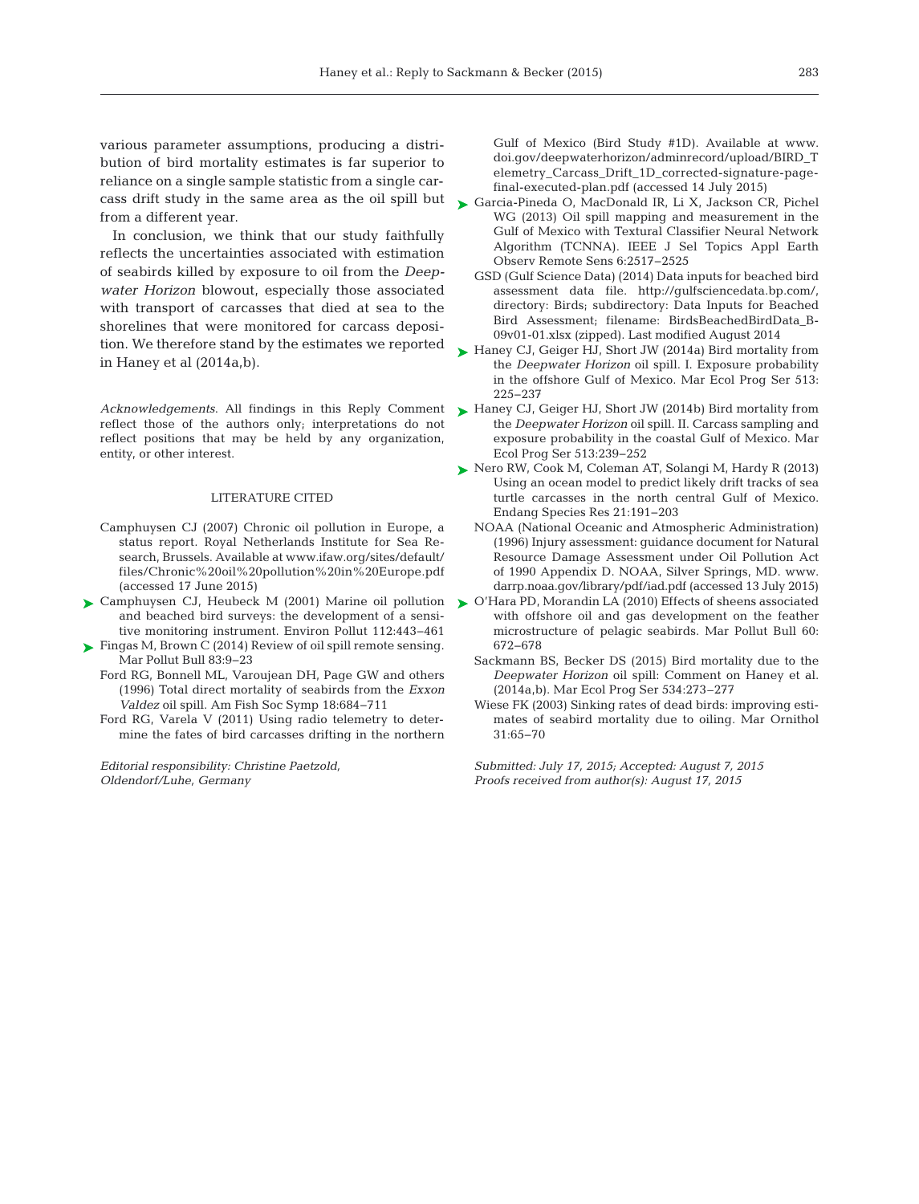various parameter assumptions, producing a distribution of bird mortality estimates is far superior to reliance on a single sample statistic from a single carcass drift study in the same area as the oil spill but from a different year.

In conclusion, we think that our study faithfully reflects the uncertainties associated with estimation of seabirds killed by exposure to oil from the *Deepwater Horizon* blowout, especially those associated with transport of carcasses that died at sea to the shorelines that were monitored for carcass deposition. We therefore stand by the estimates we reported in Haney et al (2014a,b).

*Acknowledgements*. All findings in this Reply Comment reflect those of the authors only; interpretations do not reflect positions that may be held by any organization, entity, or other interest.

## LITERATURE CITED

Camphuysen CJ (2007) Chronic oil pollution in Europe, a status report. Royal Netherlands Institute for Sea Research, Brussels. Available at www.ifaw.org/sites/default/files/Chronic%20oil%20pollution%20in%20Europe.pdf (accessed 17 June 2015)

Camphuysen CJ, Heubeck M (2001) Marine oil pollution and beached bird surveys: the development of a sensitive monitoring instrument. Environ Pollut 112:443−461

Fingas M, Brown C (2014) Review of oil spill remote sensing. Mar Pollut Bull 83:9−23

Ford RG, Bonnell ML, Varoujean DH, Page GW and others (1996) Total direct mortality of seabirds from the *Exxon Valdez* oil spill. Am Fish Soc Symp 18:684−711

Ford RG, Varela V (2011) Using radio telemetry to determine the fates of bird carcasses drifting in the northern Gulf of Mexico (Bird Study #1D). Available at www.doi.gov/deepwaterhorizon/adminrecord/upload/BIRD_Telemetry_Carcass_Drift_1D_corrected-signature-page-final-executed-plan.pdf (accessed 14 July 2015)

Garcia-Pineda O, MacDonald IR, Li X, Jackson CR, Pichel WG (2013) Oil spill mapping and measurement in the Gulf of Mexico with Textural Classifier Neural Network Algorithm (TCNNA). IEEE J Sel Topics Appl Earth Observ Remote Sens 6:2517−2525

GSD (Gulf Science Data) (2014) Data inputs for beached bird assessment data file. http://gulfsciencedata.bp.com/, directory: Birds; subdirectory: Data Inputs for Beached Bird Assessment; filename: BirdsBeachedBirdData_B-09v01-01.xlsx (zipped). Last modified August 2014

Haney CJ, Geiger HJ, Short JW (2014a) Bird mortality from the *Deepwater Horizon* oil spill. I. Exposure probability in the offshore Gulf of Mexico. Mar Ecol Prog Ser 513:225−237

Haney CJ, Geiger HJ, Short JW (2014b) Bird mortality from the *Deepwater Horizon* oil spill. II. Carcass sampling and exposure probability in the coastal Gulf of Mexico. Mar Ecol Prog Ser 513:239−252

Nero RW, Cook M, Coleman AT, Solangi M, Hardy R (2013) Using an ocean model to predict likely drift tracks of sea turtle carcasses in the north central Gulf of Mexico. Endang Species Res 21:191−203

NOAA (National Oceanic and Atmospheric Administration) (1996) Injury assessment: guidance document for Natural Resource Damage Assessment under Oil Pollution Act of 1990 Appendix D. NOAA, Silver Springs, MD. www.darrp.noaa.gov/library/pdf/iad.pdf (accessed 13 July 2015)

O'Hara PD, Morandin LA (2010) Effects of sheens associated with offshore oil and gas development on the feather microstructure of pelagic seabirds. Mar Pollut Bull 60:672−678

Sackmann BS, Becker DS (2015) Bird mortality due to the *Deepwater Horizon* oil spill: Comment on Haney et al. (2014a,b). Mar Ecol Prog Ser 534:273−277

Wiese FK (2003) Sinking rates of dead birds: improving estimates of seabird mortality due to oiling. Mar Ornithol 31:65−70

*Editorial responsibility: Christine Paetzold, Oldendorf/Luhe, Germany*

*Submitted: July 17, 2015; Accepted: August 7, 2015*
*Proofs received from author(s): August 17, 2015*